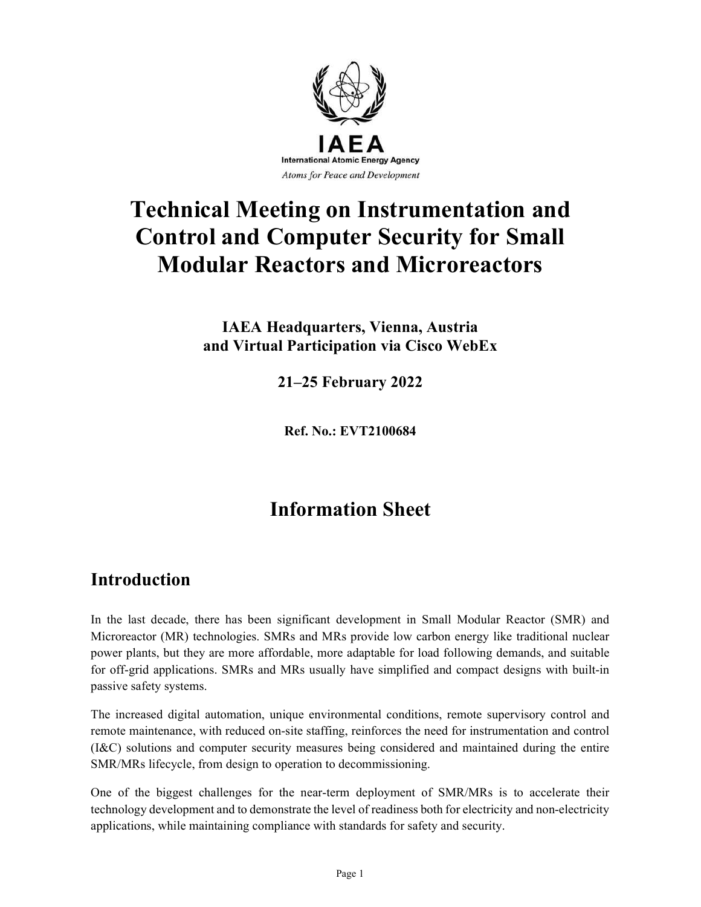IAEA

International Atomic Energy Agency

*Atoms for Peace and Development*

# Technical Meeting on Instrumentation and Control and Computer Security for Small Modular Reactors and Microreactors

**IAEA Headquarters, Vienna, Austria**
**and Virtual Participation via Cisco WebEx**

**21–25 February 2022**

**Ref. No.: EVT2100684**

# Information Sheet

## Introduction

In the last decade, there has been significant development in Small Modular Reactor (SMR) and Microreactor (MR) technologies. SMRs and MRs provide low carbon energy like traditional nuclear power plants, but they are more affordable, more adaptable for load following demands, and suitable for off-grid applications. SMRs and MRs usually have simplified and compact designs with built-in passive safety systems.

The increased digital automation, unique environmental conditions, remote supervisory control and remote maintenance, with reduced on-site staffing, reinforces the need for instrumentation and control (I&C) solutions and computer security measures being considered and maintained during the entire SMR/MRs lifecycle, from design to operation to decommissioning.

One of the biggest challenges for the near-term deployment of SMR/MRs is to accelerate their technology development and to demonstrate the level of readiness both for electricity and non-electricity applications, while maintaining compliance with standards for safety and security.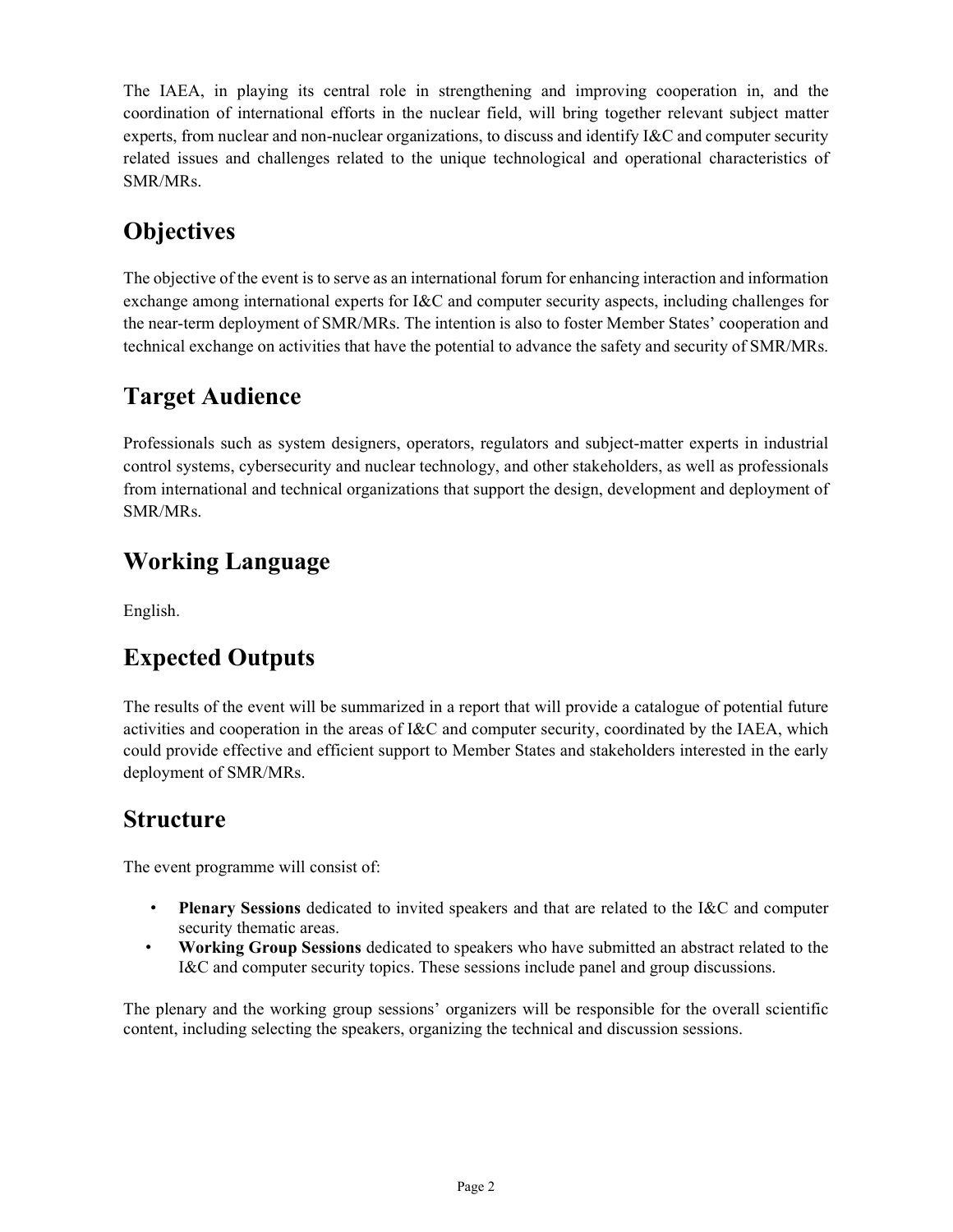The IAEA, in playing its central role in strengthening and improving cooperation in, and the coordination of international efforts in the nuclear field, will bring together relevant subject matter experts, from nuclear and non-nuclear organizations, to discuss and identify I&C and computer security related issues and challenges related to the unique technological and operational characteristics of SMR/MRs.

## Objectives

The objective of the event is to serve as an international forum for enhancing interaction and information exchange among international experts for I&C and computer security aspects, including challenges for the near-term deployment of SMR/MRs. The intention is also to foster Member States' cooperation and technical exchange on activities that have the potential to advance the safety and security of SMR/MRs.

## Target Audience

Professionals such as system designers, operators, regulators and subject-matter experts in industrial control systems, cybersecurity and nuclear technology, and other stakeholders, as well as professionals from international and technical organizations that support the design, development and deployment of SMR/MRs.

## Working Language

English.

## Expected Outputs

The results of the event will be summarized in a report that will provide a catalogue of potential future activities and cooperation in the areas of I&C and computer security, coordinated by the IAEA, which could provide effective and efficient support to Member States and stakeholders interested in the early deployment of SMR/MRs.

## Structure

The event programme will consist of:

- **Plenary Sessions** dedicated to invited speakers and that are related to the I&C and computer security thematic areas.
- **Working Group Sessions** dedicated to speakers who have submitted an abstract related to the I&C and computer security topics. These sessions include panel and group discussions.

The plenary and the working group sessions' organizers will be responsible for the overall scientific content, including selecting the speakers, organizing the technical and discussion sessions.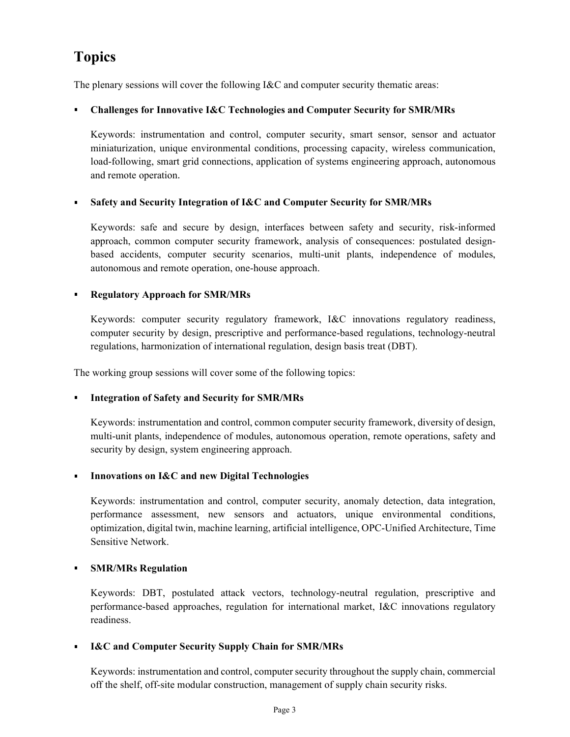# Topics

The plenary sessions will cover the following I&C and computer security thematic areas:

- **Challenges for Innovative I&C Technologies and Computer Security for SMR/MRs**

  Keywords: instrumentation and control, computer security, smart sensor, sensor and actuator miniaturization, unique environmental conditions, processing capacity, wireless communication, load-following, smart grid connections, application of systems engineering approach, autonomous and remote operation.

- **Safety and Security Integration of I&C and Computer Security for SMR/MRs**

  Keywords: safe and secure by design, interfaces between safety and security, risk-informed approach, common computer security framework, analysis of consequences: postulated design-based accidents, computer security scenarios, multi-unit plants, independence of modules, autonomous and remote operation, one-house approach.

- **Regulatory Approach for SMR/MRs**

  Keywords: computer security regulatory framework, I&C innovations regulatory readiness, computer security by design, prescriptive and performance-based regulations, technology-neutral regulations, harmonization of international regulation, design basis treat (DBT).

The working group sessions will cover some of the following topics:

- **Integration of Safety and Security for SMR/MRs**

  Keywords: instrumentation and control, common computer security framework, diversity of design, multi-unit plants, independence of modules, autonomous operation, remote operations, safety and security by design, system engineering approach.

- **Innovations on I&C and new Digital Technologies**

  Keywords: instrumentation and control, computer security, anomaly detection, data integration, performance assessment, new sensors and actuators, unique environmental conditions, optimization, digital twin, machine learning, artificial intelligence, OPC-Unified Architecture, Time Sensitive Network.

- **SMR/MRs Regulation**

  Keywords: DBT, postulated attack vectors, technology-neutral regulation, prescriptive and performance-based approaches, regulation for international market, I&C innovations regulatory readiness.

- **I&C and Computer Security Supply Chain for SMR/MRs**

  Keywords: instrumentation and control, computer security throughout the supply chain, commercial off the shelf, off-site modular construction, management of supply chain security risks.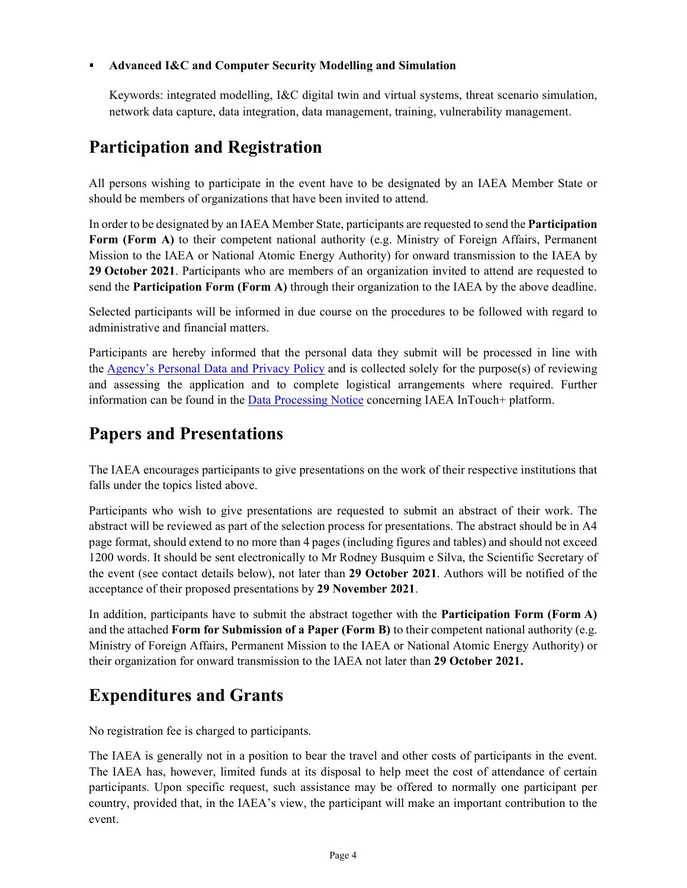- **Advanced I&C and Computer Security Modelling and Simulation**

  Keywords: integrated modelling, I&C digital twin and virtual systems, threat scenario simulation, network data capture, data integration, data management, training, vulnerability management.

# Participation and Registration

All persons wishing to participate in the event have to be designated by an IAEA Member State or should be members of organizations that have been invited to attend.

In order to be designated by an IAEA Member State, participants are requested to send the **Participation Form (Form A)** to their competent national authority (e.g. Ministry of Foreign Affairs, Permanent Mission to the IAEA or National Atomic Energy Authority) for onward transmission to the IAEA by **29 October 2021**. Participants who are members of an organization invited to attend are requested to send the **Participation Form (Form A)** through their organization to the IAEA by the above deadline.

Selected participants will be informed in due course on the procedures to be followed with regard to administrative and financial matters.

Participants are hereby informed that the personal data they submit will be processed in line with the Agency's Personal Data and Privacy Policy and is collected solely for the purpose(s) of reviewing and assessing the application and to complete logistical arrangements where required. Further information can be found in the Data Processing Notice concerning IAEA InTouch+ platform.

# Papers and Presentations

The IAEA encourages participants to give presentations on the work of their respective institutions that falls under the topics listed above.

Participants who wish to give presentations are requested to submit an abstract of their work. The abstract will be reviewed as part of the selection process for presentations. The abstract should be in A4 page format, should extend to no more than 4 pages (including figures and tables) and should not exceed 1200 words. It should be sent electronically to Mr Rodney Busquim e Silva, the Scientific Secretary of the event (see contact details below), not later than **29 October 2021**. Authors will be notified of the acceptance of their proposed presentations by **29 November 2021**.

In addition, participants have to submit the abstract together with the **Participation Form (Form A)** and the attached **Form for Submission of a Paper (Form B)** to their competent national authority (e.g. Ministry of Foreign Affairs, Permanent Mission to the IAEA or National Atomic Energy Authority) or their organization for onward transmission to the IAEA not later than **29 October 2021.**

# Expenditures and Grants

No registration fee is charged to participants.

The IAEA is generally not in a position to bear the travel and other costs of participants in the event. The IAEA has, however, limited funds at its disposal to help meet the cost of attendance of certain participants. Upon specific request, such assistance may be offered to normally one participant per country, provided that, in the IAEA's view, the participant will make an important contribution to the event.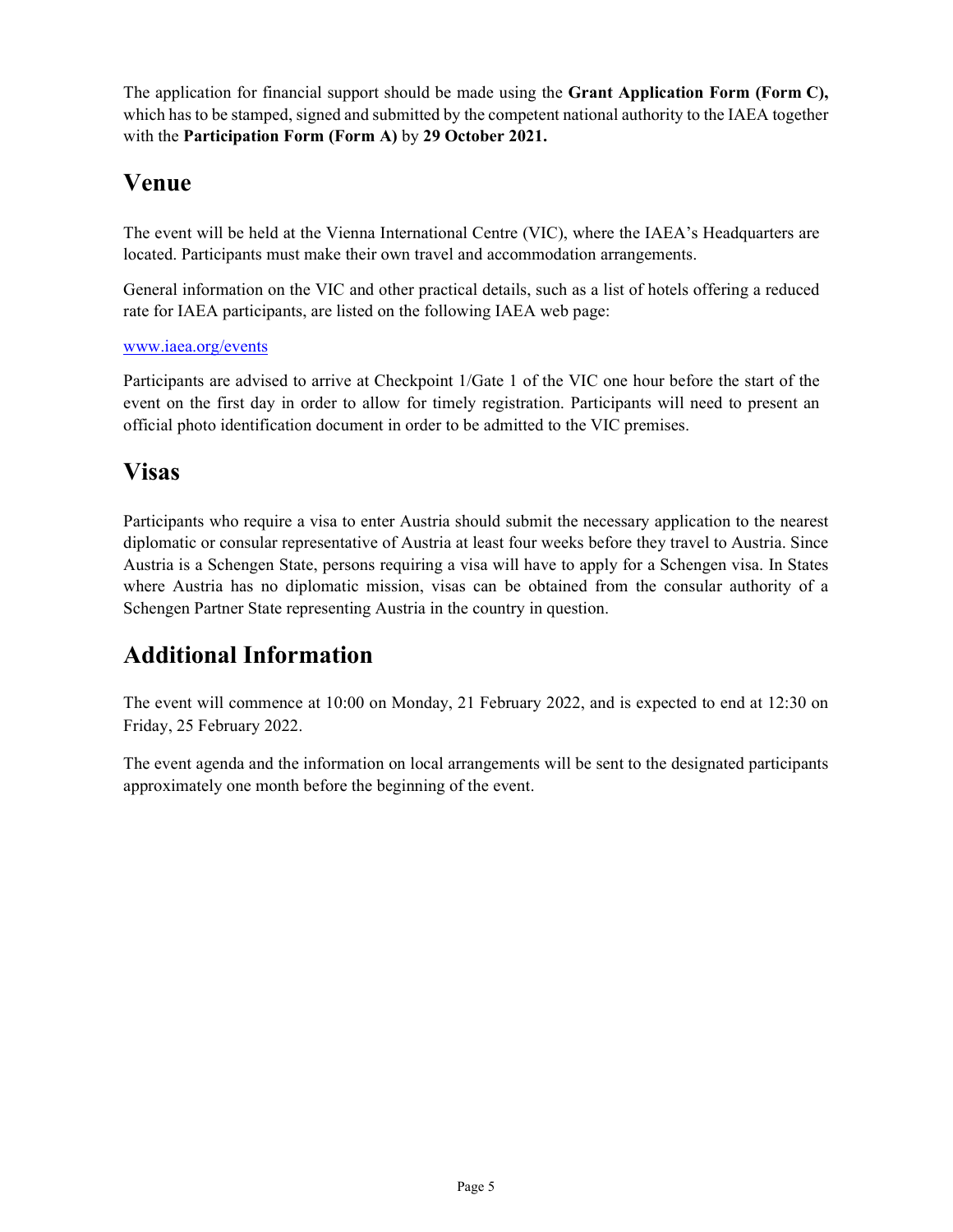The application for financial support should be made using the **Grant Application Form (Form C),** which has to be stamped, signed and submitted by the competent national authority to the IAEA together with the **Participation Form (Form A)** by **29 October 2021.**

## Venue

The event will be held at the Vienna International Centre (VIC), where the IAEA's Headquarters are located. Participants must make their own travel and accommodation arrangements.

General information on the VIC and other practical details, such as a list of hotels offering a reduced rate for IAEA participants, are listed on the following IAEA web page:

[www.iaea.org/events](www.iaea.org/events)

Participants are advised to arrive at Checkpoint 1/Gate 1 of the VIC one hour before the start of the event on the first day in order to allow for timely registration. Participants will need to present an official photo identification document in order to be admitted to the VIC premises.

## Visas

Participants who require a visa to enter Austria should submit the necessary application to the nearest diplomatic or consular representative of Austria at least four weeks before they travel to Austria. Since Austria is a Schengen State, persons requiring a visa will have to apply for a Schengen visa. In States where Austria has no diplomatic mission, visas can be obtained from the consular authority of a Schengen Partner State representing Austria in the country in question.

## Additional Information

The event will commence at 10:00 on Monday, 21 February 2022, and is expected to end at 12:30 on Friday, 25 February 2022.

The event agenda and the information on local arrangements will be sent to the designated participants approximately one month before the beginning of the event.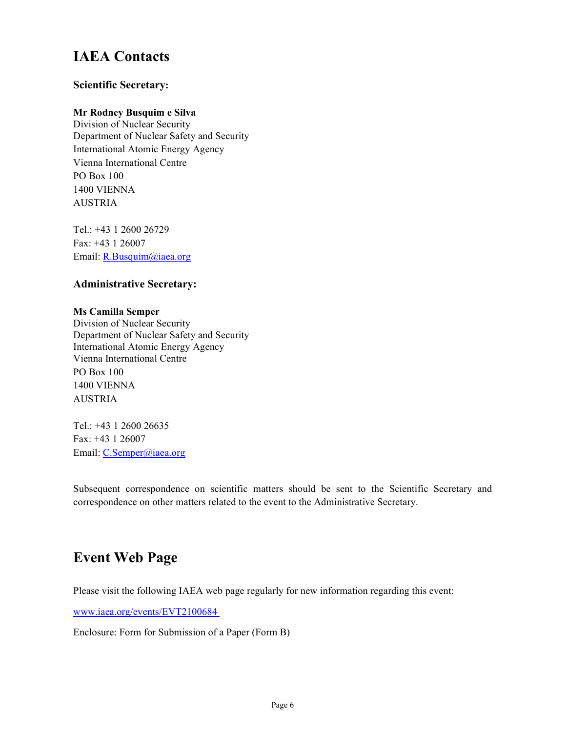# IAEA Contacts

### Scientific Secretary:

**Mr Rodney Busquim e Silva**
Division of Nuclear Security
Department of Nuclear Safety and Security
International Atomic Energy Agency
Vienna International Centre
PO Box 100
1400 VIENNA
AUSTRIA

Tel.: +43 1 2600 26729
Fax: +43 1 26007
Email: R.Busquim@iaea.org

### Administrative Secretary:

**Ms Camilla Semper**
Division of Nuclear Security
Department of Nuclear Safety and Security
International Atomic Energy Agency
Vienna International Centre
PO Box 100
1400 VIENNA
AUSTRIA

Tel.: +43 1 2600 26635
Fax: +43 1 26007
Email: C.Semper@iaea.org

Subsequent correspondence on scientific matters should be sent to the Scientific Secretary and correspondence on other matters related to the event to the Administrative Secretary.

# Event Web Page

Please visit the following IAEA web page regularly for new information regarding this event:

www.iaea.org/events/EVT2100684

Enclosure: Form for Submission of a Paper (Form B)